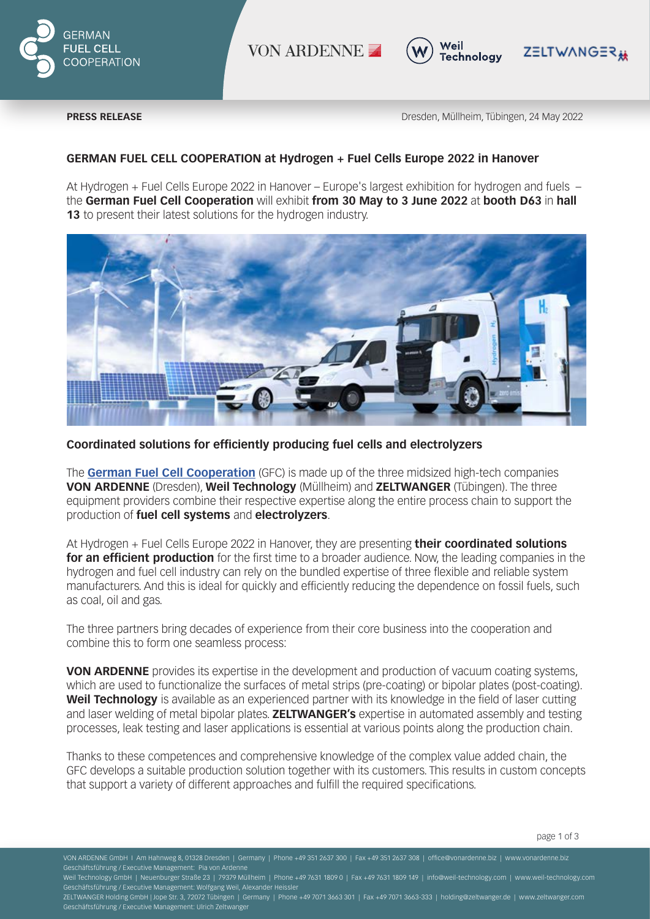**PRESS RELEASE**

Dresden, Müllheim, Tübingen, 24 May 2022

## GERMAN FUEL CELL COOPERATION at Hydrogen + Fuel Cells Europe 2022 in Hanover

At Hydrogen + Fuel Cells Europe 2022 in Hanover – Europe's largest exhibition for hydrogen and fuels – the **German Fuel Cell Cooperation** will exhibit **from 30 May to 3 June 2022** at **booth D63** in **hall 13** to present their latest solutions for the hydrogen industry.

### Coordinated solutions for efficiently producing fuel cells and electrolyzers

The **German Fuel Cell Cooperation** (GFC) is made up of the three midsized high-tech companies **VON ARDENNE** (Dresden), **Weil Technology** (Müllheim) and **ZELTWANGER** (Tübingen). The three equipment providers combine their respective expertise along the entire process chain to support the production of **fuel cell systems** and **electrolyzers**.

At Hydrogen + Fuel Cells Europe 2022 in Hanover, they are presenting **their coordinated solutions for an efficient production** for the first time to a broader audience. Now, the leading companies in the hydrogen and fuel cell industry can rely on the bundled expertise of three flexible and reliable system manufacturers. And this is ideal for quickly and efficiently reducing the dependence on fossil fuels, such as coal, oil and gas.

The three partners bring decades of experience from their core business into the cooperation and combine this to form one seamless process:

**VON ARDENNE** provides its expertise in the development and production of vacuum coating systems, which are used to functionalize the surfaces of metal strips (pre-coating) or bipolar plates (post-coating). **Weil Technology** is available as an experienced partner with its knowledge in the field of laser cutting and laser welding of metal bipolar plates. **ZELTWANGER's** expertise in automated assembly and testing processes, leak testing and laser applications is essential at various points along the production chain.

Thanks to these competences and comprehensive knowledge of the complex value added chain, the GFC develops a suitable production solution together with its customers. This results in custom concepts that support a variety of different approaches and fulfill the required specifications.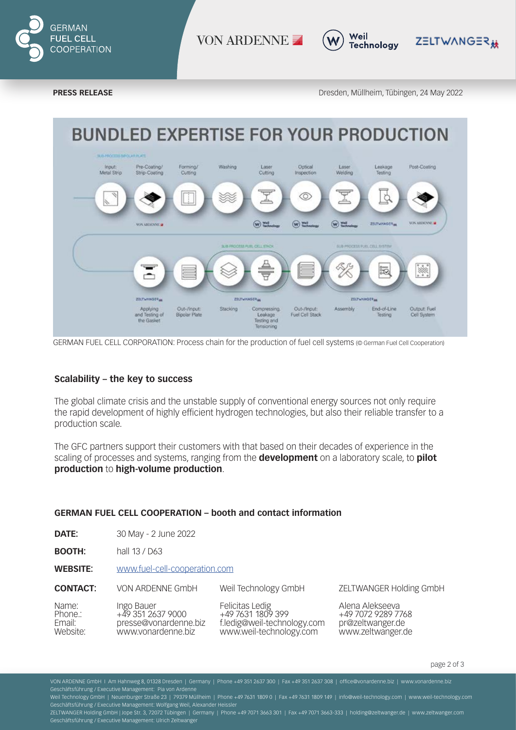**PRESS RELEASE**

Dresden, Müllheim, Tübingen, 24 May 2022

GERMAN FUEL CELL CORPORATION: Process chain for the production of fuel cell systems (© German Fuel Cell Cooperation)

### Scalability – the key to success

The global climate crisis and the unstable supply of conventional energy sources not only require the rapid development of highly efficient hydrogen technologies, but also their reliable transfer to a production scale.

The GFC partners support their customers with that based on their decades of experience in the scaling of processes and systems, ranging from the **development** on a laboratory scale, to **pilot production** to **high-volume production**.

### GERMAN FUEL CELL COOPERATION – booth and contact information

**DATE:** 30 May - 2 June 2022

**BOOTH:** hall 13 / D63

**WEBSITE:** www.fuel-cell-cooperation.com

| **CONTACT:** | VON ARDENNE GmbH | Weil Technology GmbH | ZELTWANGER Holding GmbH |
|---|---|---|---|
| Name: | Ingo Bauer | Felicitas Ledig | Alena Alekseeva |
| Phone.: | +49 351 2637 9000 | +49 7631 1809 399 | +49 7072 9289 7768 |
| Email: | presse@vonardenne.biz | f.ledig@weil-technology.com | pr@zeltwanger.de |
| Website: | www.vonardenne.biz | www.weil-technology.com | www.zeltwanger.de |

VON ARDENNE GmbH I Am Hahnweg 8, 01328 Dresden | Germany | Phone +49 351 2637 300 | Fax +49 351 2637 308 | office@vonardenne.biz | www.vonardenne.biz
Geschäftsführung / Executive Management: Pia von Ardenne
Weil Technology GmbH | Neuenburger Straße 23 | 79379 Müllheim | Phone +49 7631 1809 0 | Fax +49 7631 1809 149 | info@weil-technology.com | www.weil-technology.com
Geschäftsführung / Executive Management: Wolfgang Weil, Alexander Heissler
ZELTWANGER Holding GmbH | Jope Str. 3, 72072 Tübingen | Germany | Phone +49 7071 3663 301 | Fax +49 7071 3663-333 | holding@zeltwanger.de | www.zeltwanger.com
Geschäftsführung / Executive Management: Ulrich Zeltwanger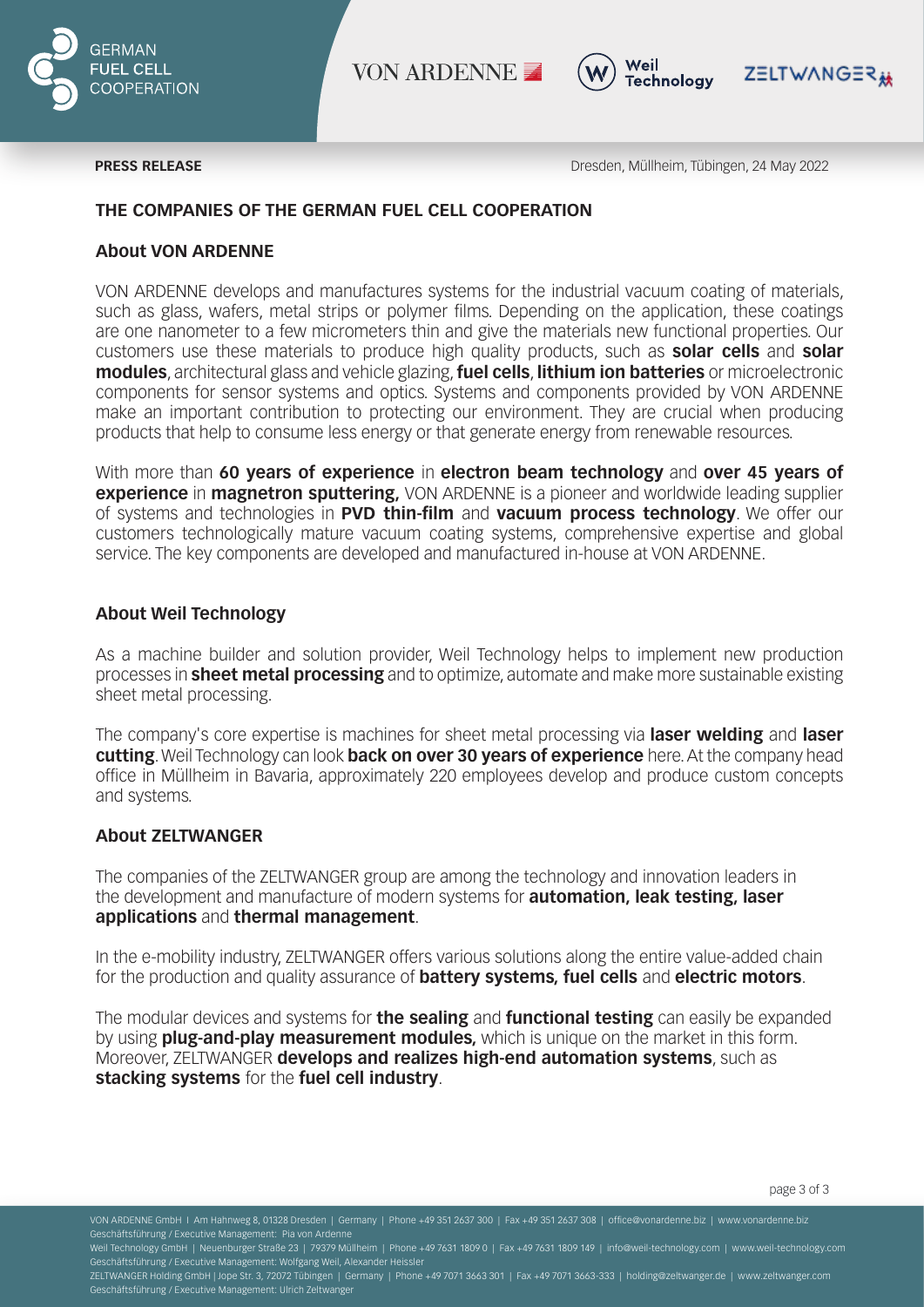**PRESS RELEASE**

Dresden, Müllheim, Tübingen, 24 May 2022

## THE COMPANIES OF THE GERMAN FUEL CELL COOPERATION

### About VON ARDENNE

VON ARDENNE develops and manufactures systems for the industrial vacuum coating of materials, such as glass, wafers, metal strips or polymer films. Depending on the application, these coatings are one nanometer to a few micrometers thin and give the materials new functional properties. Our customers use these materials to produce high quality products, such as **solar cells** and **solar modules**, architectural glass and vehicle glazing, **fuel cells**, **lithium ion batteries** or microelectronic components for sensor systems and optics. Systems and components provided by VON ARDENNE make an important contribution to protecting our environment. They are crucial when producing products that help to consume less energy or that generate energy from renewable resources.

With more than **60 years of experience** in **electron beam technology** and **over 45 years of experience** in **magnetron sputtering,** VON ARDENNE is a pioneer and worldwide leading supplier of systems and technologies in **PVD thin-film** and **vacuum process technology**. We offer our customers technologically mature vacuum coating systems, comprehensive expertise and global service. The key components are developed and manufactured in-house at VON ARDENNE.

### About Weil Technology

As a machine builder and solution provider, Weil Technology helps to implement new production processes in **sheet metal processing** and to optimize, automate and make more sustainable existing sheet metal processing.

The company's core expertise is machines for sheet metal processing via **laser welding** and **laser cutting**. Weil Technology can look **back on over 30 years of experience** here. At the company head office in Müllheim in Bavaria, approximately 220 employees develop and produce custom concepts and systems.

### About ZELTWANGER

The companies of the ZELTWANGER group are among the technology and innovation leaders in the development and manufacture of modern systems for **automation, leak testing, laser applications** and **thermal management**.

In the e-mobility industry, ZELTWANGER offers various solutions along the entire value-added chain for the production and quality assurance of **battery systems, fuel cells** and **electric motors**.

The modular devices and systems for **the sealing** and **functional testing** can easily be expanded by using **plug-and-play measurement modules,** which is unique on the market in this form. Moreover, ZELTWANGER **develops and realizes high-end automation systems**, such as **stacking systems** for the **fuel cell industry**.

VON ARDENNE GmbH I Am Hahnweg 8, 01328 Dresden | Germany | Phone +49 351 2637 300 | Fax +49 351 2637 308 | office@vonardenne.biz | www.vonardenne.biz
Geschäftsführung / Executive Management: Pia von Ardenne
Weil Technology GmbH | Neuenburger Straße 23 | 79379 Müllheim | Phone +49 7631 1809 0 | Fax +49 7631 1809 149 | info@weil-technology.com | www.weil-technology.com
Geschäftsführung / Executive Management: Wolfgang Weil, Alexander Heissler
ZELTWANGER Holding GmbH | Jope Str. 3, 72072 Tübingen | Germany | Phone +49 7071 3663 301 | Fax +49 7071 3663-333 | holding@zeltwanger.de | www.zeltwanger.com
Geschäftsführung / Executive Management: Ulrich Zeltwanger